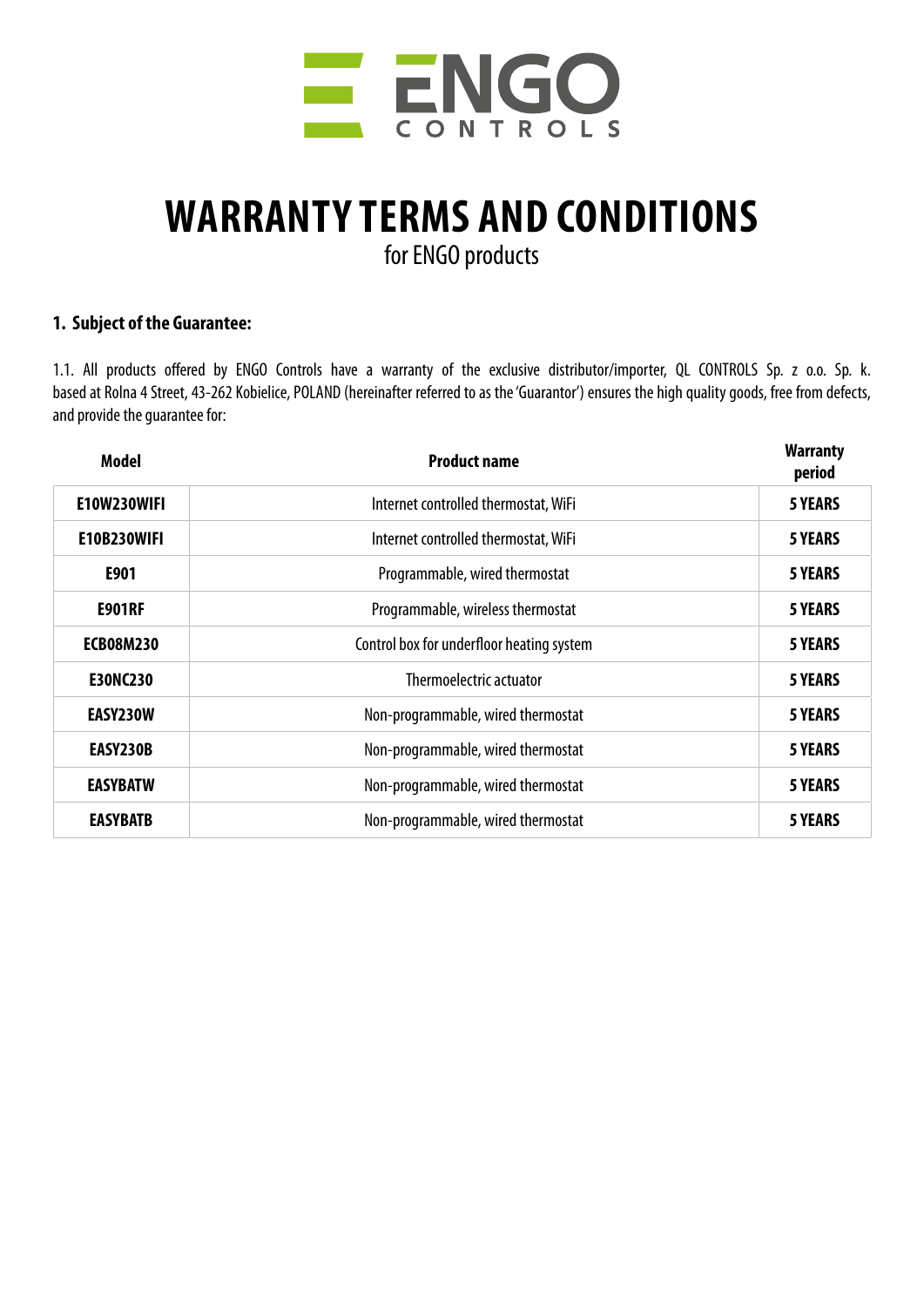ENGO CONTROLS

# WARRANTY TERMS AND CONDITIONS

for ENGO products

## 1. Subject of the Guarantee:

1.1. All products offered by ENGO Controls have a warranty of the exclusive distributor/importer, QL CONTROLS Sp. z o.o. Sp. k. based at Rolna 4 Street, 43-262 Kobielice, POLAND (hereinafter referred to as the 'Guarantor') ensures the high quality goods, free from defects, and provide the guarantee for:

| Model | Product name | Warranty period |
|---|---|---|
| **E10W230WIFI** | Internet controlled thermostat, WiFi | **5 YEARS** |
| **E10B230WIFI** | Internet controlled thermostat, WiFi | **5 YEARS** |
| **E901** | Programmable, wired thermostat | **5 YEARS** |
| **E901RF** | Programmable, wireless thermostat | **5 YEARS** |
| **ECB08M230** | Control box for underfloor heating system | **5 YEARS** |
| **E30NC230** | Thermoelectric actuator | **5 YEARS** |
| **EASY230W** | Non-programmable, wired thermostat | **5 YEARS** |
| **EASY230B** | Non-programmable, wired thermostat | **5 YEARS** |
| **EASYBATW** | Non-programmable, wired thermostat | **5 YEARS** |
| **EASYBATB** | Non-programmable, wired thermostat | **5 YEARS** |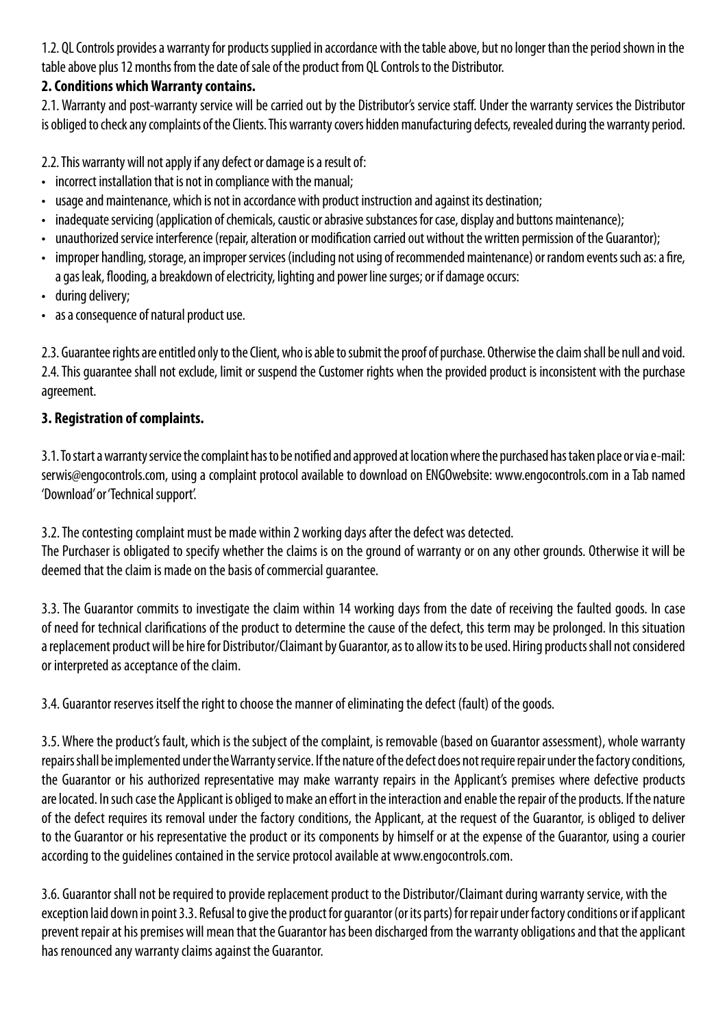1.2. QL Controls provides a warranty for products supplied in accordance with the table above, but no longer than the period shown in the table above plus 12 months from the date of sale of the product from QL Controls to the Distributor.

**2. Conditions which Warranty contains.**

2.1. Warranty and post-warranty service will be carried out by the Distributor's service staff. Under the warranty services the Distributor is obliged to check any complaints of the Clients. This warranty covers hidden manufacturing defects, revealed during the warranty period.

2.2. This warranty will not apply if any defect or damage is a result of:

- incorrect installation that is not in compliance with the manual;
- usage and maintenance, which is not in accordance with product instruction and against its destination;
- inadequate servicing (application of chemicals, caustic or abrasive substances for case, display and buttons maintenance);
- unauthorized service interference (repair, alteration or modification carried out without the written permission of the Guarantor);
- improper handling, storage, an improper services (including not using of recommended maintenance) or random events such as: a fire, a gas leak, flooding, a breakdown of electricity, lighting and power line surges; or if damage occurs:
- during delivery;
- as a consequence of natural product use.

2.3. Guarantee rights are entitled only to the Client, who is able to submit the proof of purchase. Otherwise the claim shall be null and void.

2.4. This guarantee shall not exclude, limit or suspend the Customer rights when the provided product is inconsistent with the purchase agreement.

**3. Registration of complaints.**

3.1. To start a warranty service the complaint has to be notified and approved at location where the purchased has taken place or via e-mail: serwis@engocontrols.com, using a complaint protocol available to download on ENGOwebsite: www.engocontrols.com in a Tab named 'Download' or 'Technical support'.

3.2. The contesting complaint must be made within 2 working days after the defect was detected.
The Purchaser is obligated to specify whether the claims is on the ground of warranty or on any other grounds. Otherwise it will be deemed that the claim is made on the basis of commercial guarantee.

3.3. The Guarantor commits to investigate the claim within 14 working days from the date of receiving the faulted goods. In case of need for technical clarifications of the product to determine the cause of the defect, this term may be prolonged. In this situation a replacement product will be hire for Distributor/Claimant by Guarantor, as to allow its to be used. Hiring products shall not considered or interpreted as acceptance of the claim.

3.4. Guarantor reserves itself the right to choose the manner of eliminating the defect (fault) of the goods.

3.5. Where the product's fault, which is the subject of the complaint, is removable (based on Guarantor assessment), whole warranty repairs shall be implemented under the Warranty service. If the nature of the defect does not require repair under the factory conditions, the Guarantor or his authorized representative may make warranty repairs in the Applicant's premises where defective products are located. In such case the Applicant is obliged to make an effort in the interaction and enable the repair of the products. If the nature of the defect requires its removal under the factory conditions, the Applicant, at the request of the Guarantor, is obliged to deliver to the Guarantor or his representative the product or its components by himself or at the expense of the Guarantor, using a courier according to the guidelines contained in the service protocol available at www.engocontrols.com.

3.6. Guarantor shall not be required to provide replacement product to the Distributor/Claimant during warranty service, with the exception laid down in point 3.3. Refusal to give the product for guarantor (or its parts) for repair under factory conditions or if applicant prevent repair at his premises will mean that the Guarantor has been discharged from the warranty obligations and that the applicant has renounced any warranty claims against the Guarantor.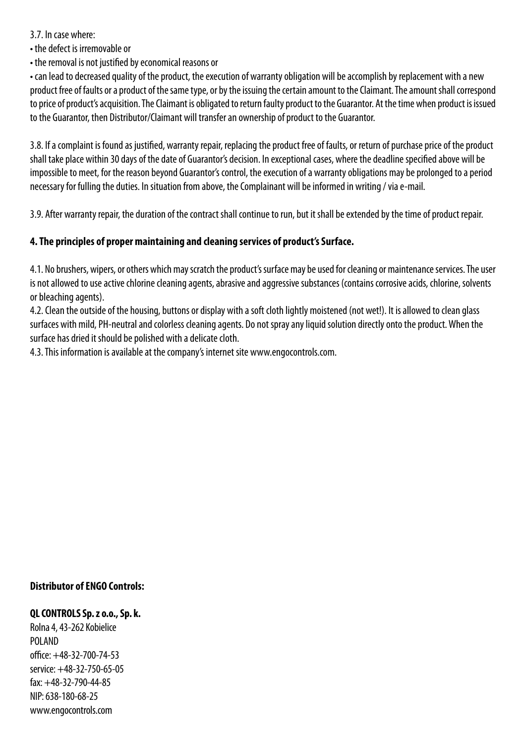3.7. In case where:

- the defect is irremovable or
- the removal is not justified by economical reasons or
- can lead to decreased quality of the product, the execution of warranty obligation will be accomplish by replacement with a new product free of faults or a product of the same type, or by the issuing the certain amount to the Claimant. The amount shall correspond to price of product's acquisition. The Claimant is obligated to return faulty product to the Guarantor. At the time when product is issued to the Guarantor, then Distributor/Claimant will transfer an ownership of product to the Guarantor.

3.8. If a complaint is found as justified, warranty repair, replacing the product free of faults, or return of purchase price of the product shall take place within 30 days of the date of Guarantor's decision. In exceptional cases, where the deadline specified above will be impossible to meet, for the reason beyond Guarantor's control, the execution of a warranty obligations may be prolonged to a period necessary for fulling the duties. In situation from above, the Complainant will be informed in writing / via e-mail.

3.9. After warranty repair, the duration of the contract shall continue to run, but it shall be extended by the time of product repair.

**4. The principles of proper maintaining and cleaning services of product's Surface.**

4.1. No brushers, wipers, or others which may scratch the product's surface may be used for cleaning or maintenance services. The user is not allowed to use active chlorine cleaning agents, abrasive and aggressive substances (contains corrosive acids, chlorine, solvents or bleaching agents).

4.2. Clean the outside of the housing, buttons or display with a soft cloth lightly moistened (not wet!). It is allowed to clean glass surfaces with mild, PH-neutral and colorless cleaning agents. Do not spray any liquid solution directly onto the product. When the surface has dried it should be polished with a delicate cloth.

4.3. This information is available at the company's internet site www.engocontrols.com.

**Distributor of ENGO Controls:**

**QL CONTROLS Sp. z o.o., Sp. k.**
Rolna 4, 43-262 Kobielice
POLAND
office: +48-32-700-74-53
service: +48-32-750-65-05
fax: +48-32-790-44-85
NIP: 638-180-68-25
www.engocontrols.com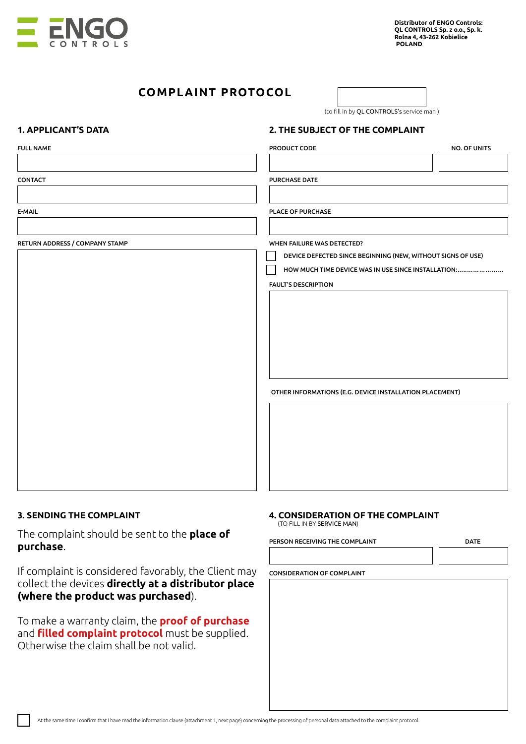ENGO CONTROLS

**Distributor of ENGO Controls:**
**QL CONTROLS Sp. z o.o., Sp. k.**
**Rolna 4, 43-262 Kobielice**
**POLAND**

# COMPLAINT PROTOCOL

(to fill in by QL CONTROLS's service man )

## 1. APPLICANT'S DATA

FULL NAME

CONTACT

E-MAIL

RETURN ADDRESS / COMPANY STAMP

## 2. THE SUBJECT OF THE COMPLAINT

PRODUCT CODE

NO. OF UNITS

PURCHASE DATE

PLACE OF PURCHASE

WHEN FAILURE WAS DETECTED?

- ☐ DEVICE DEFECTED SINCE BEGINNING (NEW, WITHOUT SIGNS OF USE)
- ☐ HOW MUCH TIME DEVICE WAS IN USE SINCE INSTALLATION:……………………

FAULT'S DESCRIPTION

OTHER INFORMATIONS (E.G. DEVICE INSTALLATION PLACEMENT)

## 3. SENDING THE COMPLAINT

The complaint should be sent to the **place of purchase**.

If complaint is considered favorably, the Client may collect the devices **directly at a distributor place (where the product was purchased)**.

To make a warranty claim, the **proof of purchase** and **filled complaint protocol** must be supplied. Otherwise the claim shall be not valid.

## 4. CONSIDERATION OF THE COMPLAINT

(TO FILL IN BY SERVICE MAN)

PERSON RECEIVING THE COMPLAINT

DATE

CONSIDERATION OF COMPLAINT

☐ At the same time I confirm that I have read the information clause (attachment 1, next page) concerning the processing of personal data attached to the complaint protocol.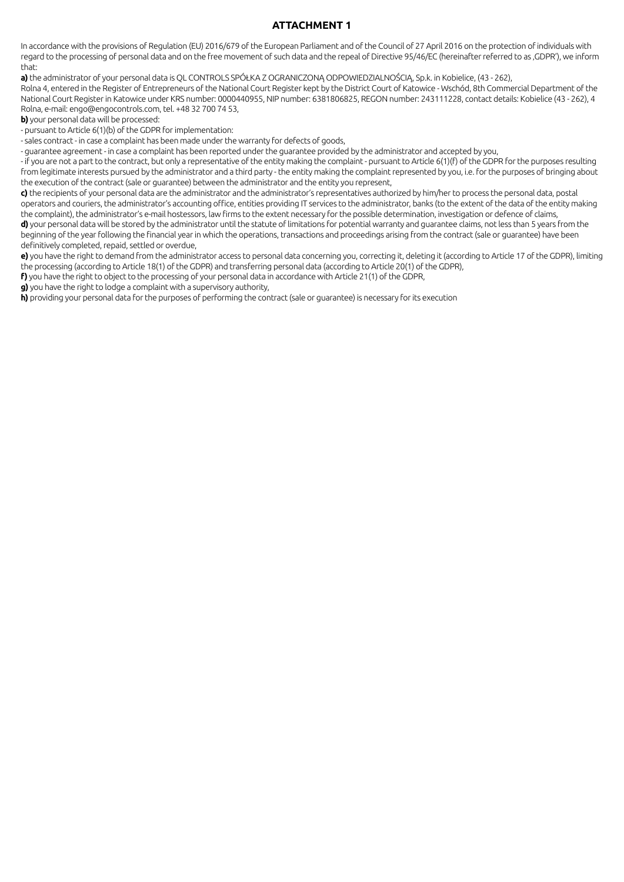# ATTACHMENT 1

In accordance with the provisions of Regulation (EU) 2016/679 of the European Parliament and of the Council of 27 April 2016 on the protection of individuals with regard to the processing of personal data and on the free movement of such data and the repeal of Directive 95/46/EC (hereinafter referred to as ,GDPR'), we inform that:

**a)** the administrator of your personal data is QL CONTROLS SPÓŁKA Z OGRANICZONĄ ODPOWIEDZIALNOŚCIĄ, Sp.k. in Kobielice, (43 - 262),
Rolna 4, entered in the Register of Entrepreneurs of the National Court Register kept by the District Court of Katowice - Wschód, 8th Commercial Department of the National Court Register in Katowice under KRS number: 0000440955, NIP number: 6381806825, REGON number: 243111228, contact details: Kobielice (43 - 262), 4 Rolna, e-mail: engo@engocontrols.com, tel. +48 32 700 74 53,

**b)** your personal data will be processed:

- pursuant to Article 6(1)(b) of the GDPR for implementation:
- sales contract - in case a complaint has been made under the warranty for defects of goods,
- guarantee agreement - in case a complaint has been reported under the guarantee provided by the administrator and accepted by you,
- if you are not a part to the contract, but only a representative of the entity making the complaint - pursuant to Article 6(1)(f) of the GDPR for the purposes resulting from legitimate interests pursued by the administrator and a third party - the entity making the complaint represented by you, i.e. for the purposes of bringing about the execution of the contract (sale or guarantee) between the administrator and the entity you represent,

**c)** the recipients of your personal data are the administrator and the administrator's representatives authorized by him/her to process the personal data, postal operators and couriers, the administrator's accounting office, entities providing IT services to the administrator, banks (to the extent of the data of the entity making the complaint), the administrator's e-mail hostessors, law firms to the extent necessary for the possible determination, investigation or defence of claims,

**d)** your personal data will be stored by the administrator until the statute of limitations for potential warranty and guarantee claims, not less than 5 years from the beginning of the year following the financial year in which the operations, transactions and proceedings arising from the contract (sale or guarantee) have been definitively completed, repaid, settled or overdue,

**e)** you have the right to demand from the administrator access to personal data concerning you, correcting it, deleting it (according to Article 17 of the GDPR), limiting the processing (according to Article 18(1) of the GDPR) and transferring personal data (according to Article 20(1) of the GDPR),

**f)** you have the right to object to the processing of your personal data in accordance with Article 21(1) of the GDPR,

**g)** you have the right to lodge a complaint with a supervisory authority,

**h)** providing your personal data for the purposes of performing the contract (sale or guarantee) is necessary for its execution